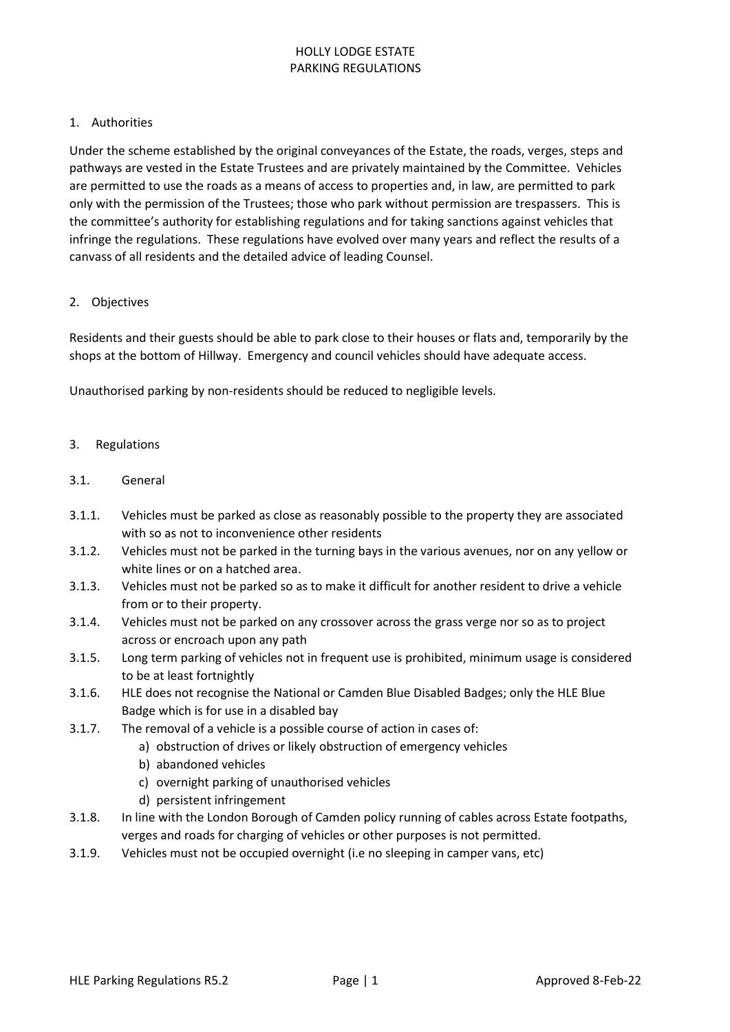# HOLLY LODGE ESTATE
# PARKING REGULATIONS

## 1. Authorities

Under the scheme established by the original conveyances of the Estate, the roads, verges, steps and pathways are vested in the Estate Trustees and are privately maintained by the Committee. Vehicles are permitted to use the roads as a means of access to properties and, in law, are permitted to park only with the permission of the Trustees; those who park without permission are trespassers. This is the committee's authority for establishing regulations and for taking sanctions against vehicles that infringe the regulations. These regulations have evolved over many years and reflect the results of a canvass of all residents and the detailed advice of leading Counsel.

## 2. Objectives

Residents and their guests should be able to park close to their houses or flats and, temporarily by the shops at the bottom of Hillway. Emergency and council vehicles should have adequate access.

Unauthorised parking by non-residents should be reduced to negligible levels.

## 3. Regulations

### 3.1. General

3.1.1. Vehicles must be parked as close as reasonably possible to the property they are associated with so as not to inconvenience other residents

3.1.2. Vehicles must not be parked in the turning bays in the various avenues, nor on any yellow or white lines or on a hatched area.

3.1.3. Vehicles must not be parked so as to make it difficult for another resident to drive a vehicle from or to their property.

3.1.4. Vehicles must not be parked on any crossover across the grass verge nor so as to project across or encroach upon any path

3.1.5. Long term parking of vehicles not in frequent use is prohibited, minimum usage is considered to be at least fortnightly

3.1.6. HLE does not recognise the National or Camden Blue Disabled Badges; only the HLE Blue Badge which is for use in a disabled bay

3.1.7. The removal of a vehicle is a possible course of action in cases of:

a) obstruction of drives or likely obstruction of emergency vehicles
b) abandoned vehicles
c) overnight parking of unauthorised vehicles
d) persistent infringement

3.1.8. In line with the London Borough of Camden policy running of cables across Estate footpaths, verges and roads for charging of vehicles or other purposes is not permitted.

3.1.9. Vehicles must not be occupied overnight (i.e no sleeping in camper vans, etc)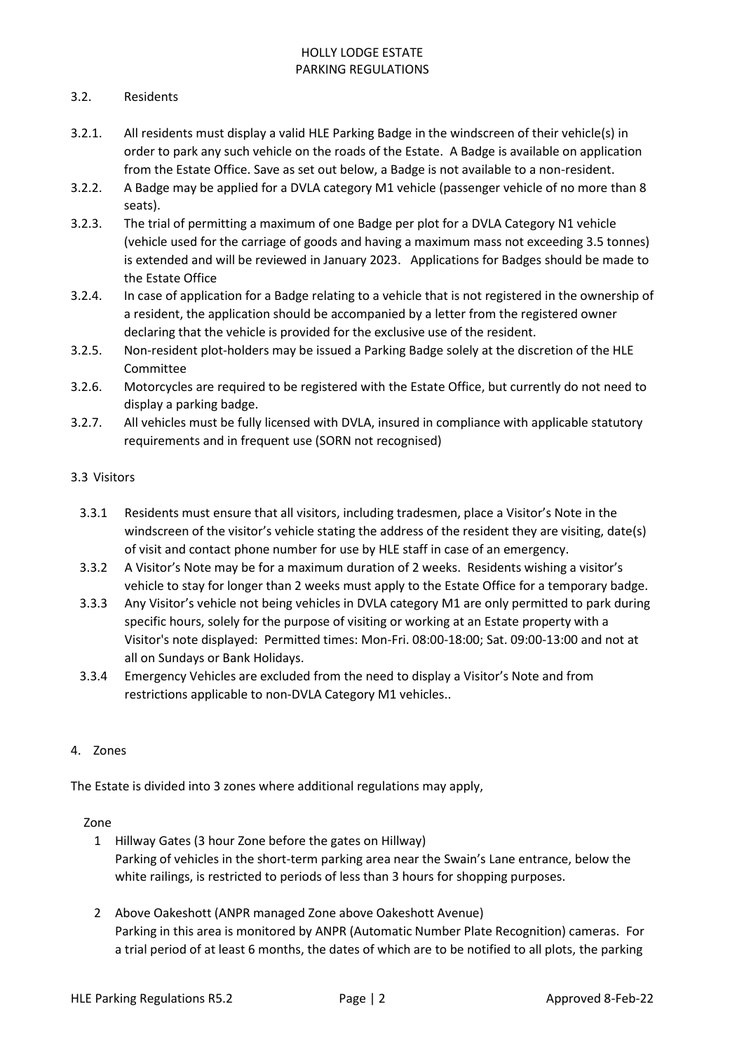### 3.2. Residents

- 3.2.1. All residents must display a valid HLE Parking Badge in the windscreen of their vehicle(s) in order to park any such vehicle on the roads of the Estate. A Badge is available on application from the Estate Office. Save as set out below, a Badge is not available to a non-resident.
- 3.2.2. A Badge may be applied for a DVLA category M1 vehicle (passenger vehicle of no more than 8 seats).
- 3.2.3. The trial of permitting a maximum of one Badge per plot for a DVLA Category N1 vehicle (vehicle used for the carriage of goods and having a maximum mass not exceeding 3.5 tonnes) is extended and will be reviewed in January 2023. Applications for Badges should be made to the Estate Office
- 3.2.4. In case of application for a Badge relating to a vehicle that is not registered in the ownership of a resident, the application should be accompanied by a letter from the registered owner declaring that the vehicle is provided for the exclusive use of the resident.
- 3.2.5. Non-resident plot-holders may be issued a Parking Badge solely at the discretion of the HLE Committee
- 3.2.6. Motorcycles are required to be registered with the Estate Office, but currently do not need to display a parking badge.
- 3.2.7. All vehicles must be fully licensed with DVLA, insured in compliance with applicable statutory requirements and in frequent use (SORN not recognised)

### 3.3 Visitors

- 3.3.1 Residents must ensure that all visitors, including tradesmen, place a Visitor's Note in the windscreen of the visitor's vehicle stating the address of the resident they are visiting, date(s) of visit and contact phone number for use by HLE staff in case of an emergency.
- 3.3.2 A Visitor's Note may be for a maximum duration of 2 weeks. Residents wishing a visitor's vehicle to stay for longer than 2 weeks must apply to the Estate Office for a temporary badge.
- 3.3.3 Any Visitor's vehicle not being vehicles in DVLA category M1 are only permitted to park during specific hours, solely for the purpose of visiting or working at an Estate property with a Visitor's note displayed: Permitted times: Mon-Fri. 08:00-18:00; Sat. 09:00-13:00 and not at all on Sundays or Bank Holidays.
- 3.3.4 Emergency Vehicles are excluded from the need to display a Visitor's Note and from restrictions applicable to non-DVLA Category M1 vehicles..

## 4. Zones

The Estate is divided into 3 zones where additional regulations may apply,

Zone

1. Hillway Gates (3 hour Zone before the gates on Hillway)
   Parking of vehicles in the short-term parking area near the Swain's Lane entrance, below the white railings, is restricted to periods of less than 3 hours for shopping purposes.

2. Above Oakeshott (ANPR managed Zone above Oakeshott Avenue)
   Parking in this area is monitored by ANPR (Automatic Number Plate Recognition) cameras. For a trial period of at least 6 months, the dates of which are to be notified to all plots, the parking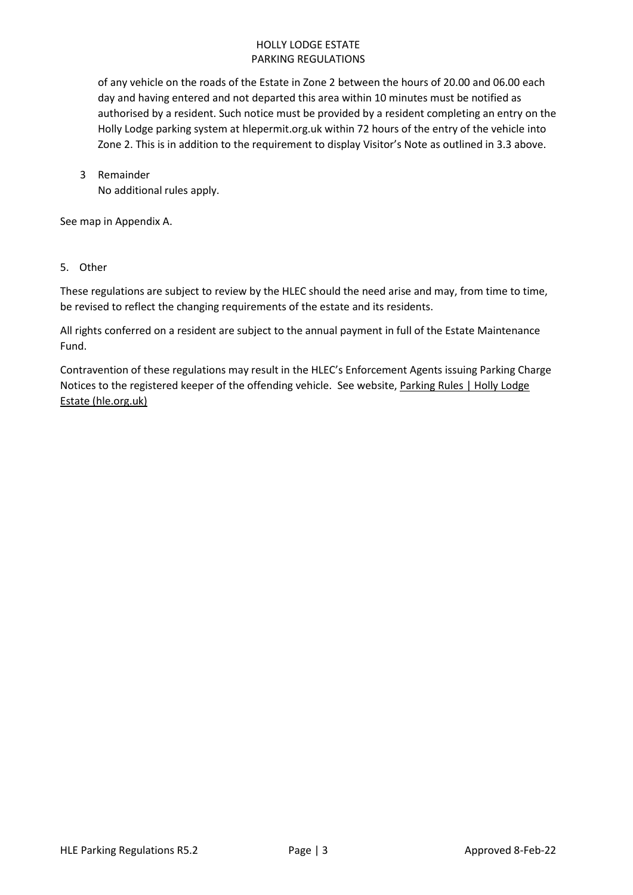of any vehicle on the roads of the Estate in Zone 2 between the hours of 20.00 and 06.00 each day and having entered and not departed this area within 10 minutes must be notified as authorised by a resident. Such notice must be provided by a resident completing an entry on the Holly Lodge parking system at hlepermit.org.uk within 72 hours of the entry of the vehicle into Zone 2. This is in addition to the requirement to display Visitor's Note as outlined in 3.3 above.

3 Remainder
   No additional rules apply.

See map in Appendix A.

5. Other

These regulations are subject to review by the HLEC should the need arise and may, from time to time, be revised to reflect the changing requirements of the estate and its residents.

All rights conferred on a resident are subject to the annual payment in full of the Estate Maintenance Fund.

Contravention of these regulations may result in the HLEC's Enforcement Agents issuing Parking Charge Notices to the registered keeper of the offending vehicle. See website, Parking Rules | Holly Lodge Estate (hle.org.uk)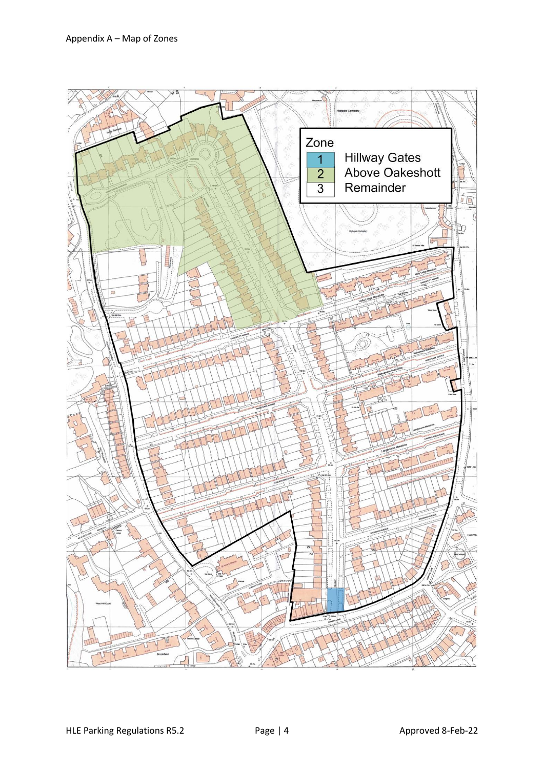Appendix A – Map of Zones

Zone

1 Hillway Gates

2 Above Oakeshott

3 Remainder